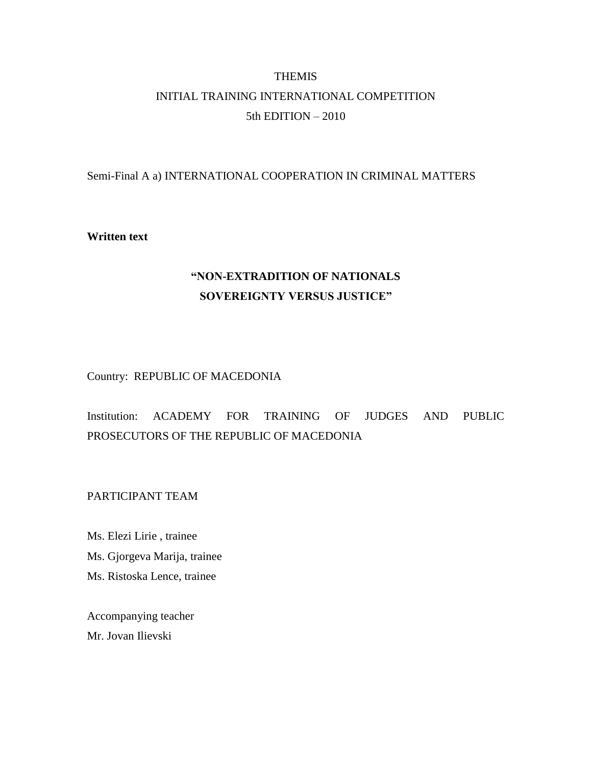THEMIS

INITIAL TRAINING INTERNATIONAL COMPETITION

5th EDITION – 2010

Semi-Final A a) INTERNATIONAL COOPERATION IN CRIMINAL MATTERS

**Written text**

# "NON-EXTRADITION OF NATIONALS SOVEREIGNTY VERSUS JUSTICE"

Country: REPUBLIC OF MACEDONIA

Institution: ACADEMY FOR TRAINING OF JUDGES AND PUBLIC PROSECUTORS OF THE REPUBLIC OF MACEDONIA

PARTICIPANT TEAM

Ms. Elezi Lirie , trainee

Ms. Gjorgeva Marija, trainee

Ms. Ristoska Lence, trainee

Accompanying teacher

Mr. Jovan Ilievski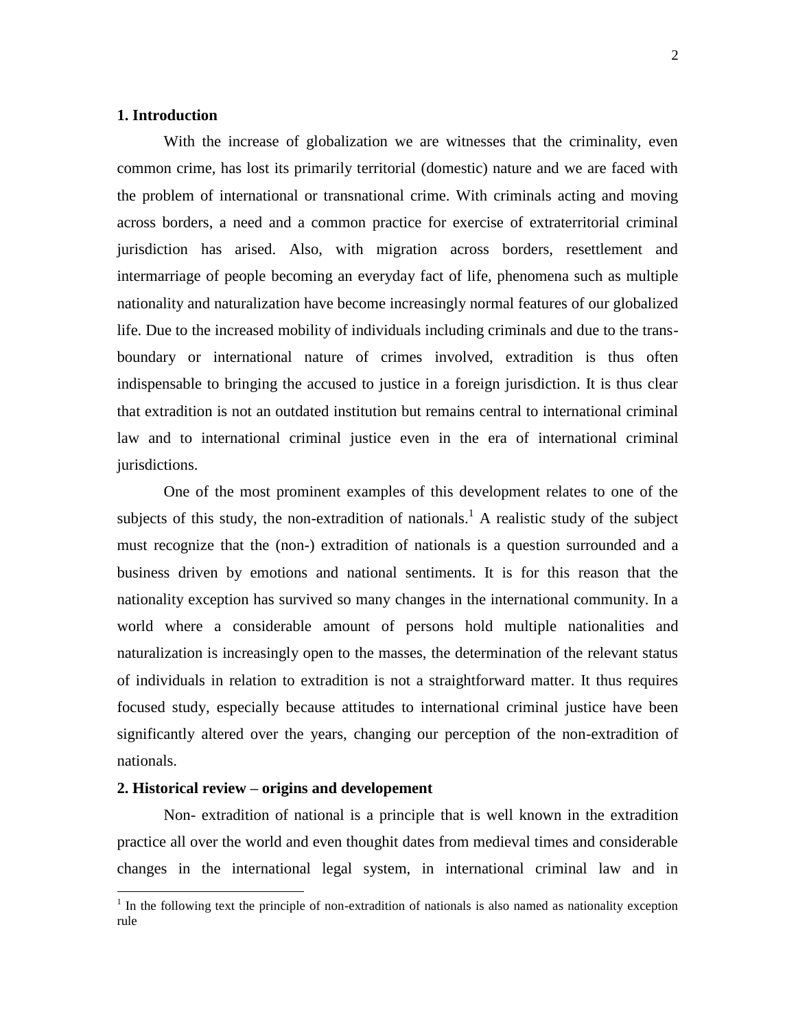## 1. Introduction

With the increase of globalization we are witnesses that the criminality, even common crime, has lost its primarily territorial (domestic) nature and we are faced with the problem of international or transnational crime. With criminals acting and moving across borders, a need and a common practice for exercise of extraterritorial criminal jurisdiction has arised. Also, with migration across borders, resettlement and intermarriage of people becoming an everyday fact of life, phenomena such as multiple nationality and naturalization have become increasingly normal features of our globalized life. Due to the increased mobility of individuals including criminals and due to the trans-boundary or international nature of crimes involved, extradition is thus often indispensable to bringing the accused to justice in a foreign jurisdiction. It is thus clear that extradition is not an outdated institution but remains central to international criminal law and to international criminal justice even in the era of international criminal jurisdictions.

One of the most prominent examples of this development relates to one of the subjects of this study, the non-extradition of nationals.[1] A realistic study of the subject must recognize that the (non-) extradition of nationals is a question surrounded and a business driven by emotions and national sentiments. It is for this reason that the nationality exception has survived so many changes in the international community. In a world where a considerable amount of persons hold multiple nationalities and naturalization is increasingly open to the masses, the determination of the relevant status of individuals in relation to extradition is not a straightforward matter. It thus requires focused study, especially because attitudes to international criminal justice have been significantly altered over the years, changing our perception of the non-extradition of nationals.

## 2. Historical review – origins and developement

Non- extradition of national is a principle that is well known in the extradition practice all over the world and even thoughit dates from medieval times and considerable changes in the international legal system, in international criminal law and in

[1] In the following text the principle of non-extradition of nationals is also named as nationality exception rule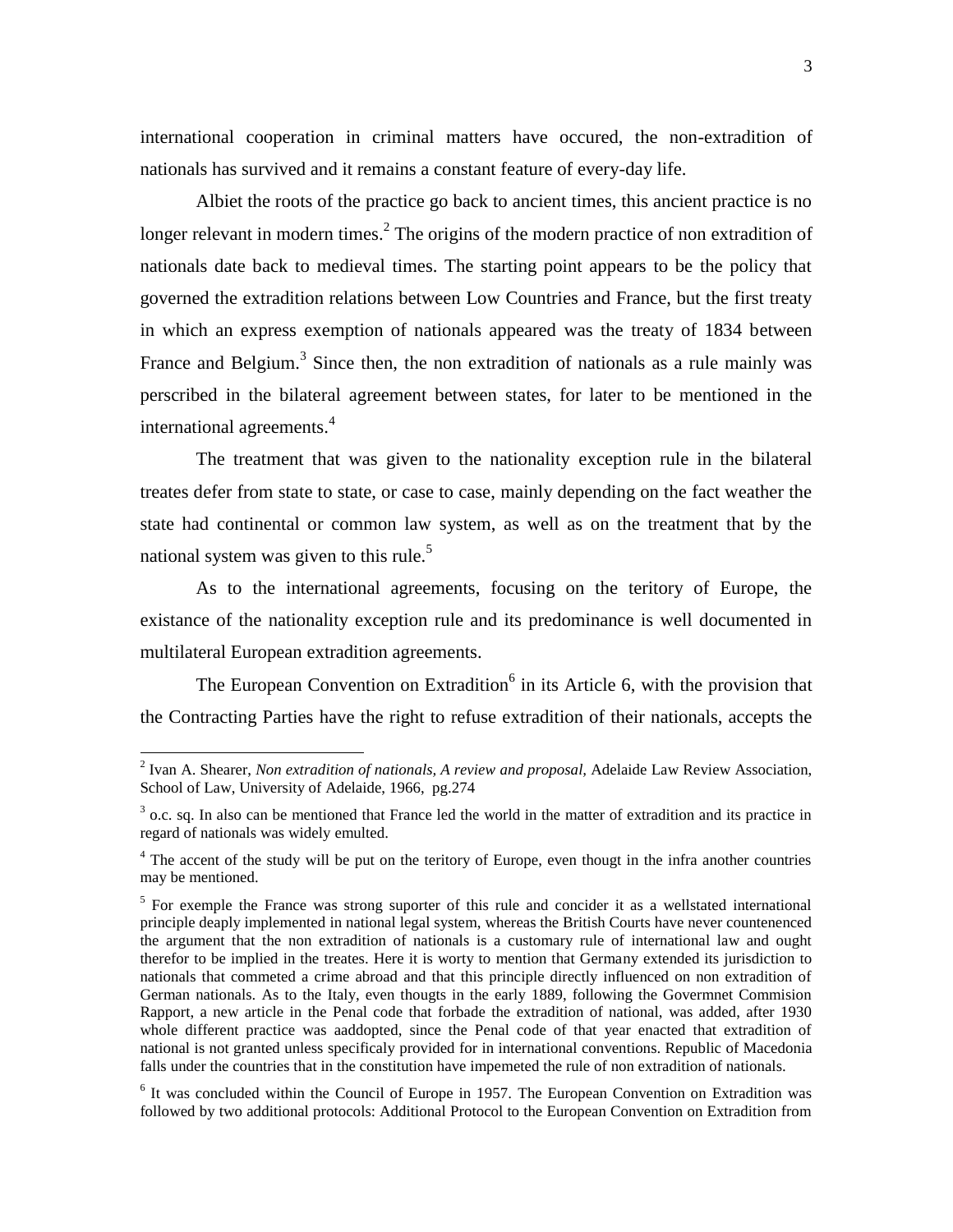international cooperation in criminal matters have occured, the non-extradition of nationals has survived and it remains a constant feature of every-day life.

Albiet the roots of the practice go back to ancient times, this ancient practice is no longer relevant in modern times.[2] The origins of the modern practice of non extradition of nationals date back to medieval times. The starting point appears to be the policy that governed the extradition relations between Low Countries and France, but the first treaty in which an express exemption of nationals appeared was the treaty of 1834 between France and Belgium.[3] Since then, the non extradition of nationals as a rule mainly was perscribed in the bilateral agreement between states, for later to be mentioned in the international agreements.[4]

The treatment that was given to the nationality exception rule in the bilateral treates defer from state to state, or case to case, mainly depending on the fact weather the state had continental or common law system, as well as on the treatment that by the national system was given to this rule.[5]

As to the international agreements, focusing on the teritory of Europe, the existance of the nationality exception rule and its predominance is well documented in multilateral European extradition agreements.

The European Convention on Extradition[6] in its Article 6, with the provision that the Contracting Parties have the right to refuse extradition of their nationals, accepts the

---

[2] Ivan A. Shearer, *Non extradition of nationals, A review and proposal,* Adelaide Law Review Association, School of Law, University of Adelaide, 1966, pg.274

[3] o.c. sq. In also can be mentioned that France led the world in the matter of extradition and its practice in regard of nationals was widely emulted.

[4] The accent of the study will be put on the teritory of Europe, even thougt in the infra another countries may be mentioned.

[5] For exemple the France was strong suporter of this rule and concider it as a wellstated international principle deaply implemented in national legal system, whereas the British Courts have never countenenced the argument that the non extradition of nationals is a customary rule of international law and ought therefor to be implied in the treates. Here it is worty to mention that Germany extended its jurisdiction to nationals that commeted a crime abroad and that this principle directly influenced on non extradition of German nationals. As to the Italy, even thougts in the early 1889, following the Govermnet Commision Rapport, a new article in the Penal code that forbade the extradition of national, was added, after 1930 whole different practice was aaddopted, since the Penal code of that year enacted that extradition of national is not granted unless specificaly provided for in international conventions. Republic of Macedonia falls under the countries that in the constitution have impemeted the rule of non extradition of nationals.

[6] It was concluded within the Council of Europe in 1957. The European Convention on Extradition was followed by two additional protocols: Additional Protocol to the European Convention on Extradition from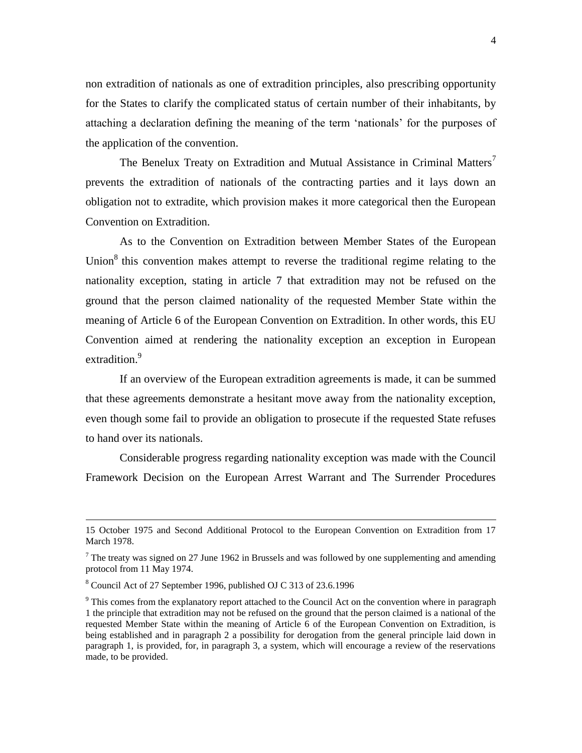non extradition of nationals as one of extradition principles, also prescribing opportunity for the States to clarify the complicated status of certain number of their inhabitants, by attaching a declaration defining the meaning of the term 'nationals' for the purposes of the application of the convention.

The Benelux Treaty on Extradition and Mutual Assistance in Criminal Matters[7] prevents the extradition of nationals of the contracting parties and it lays down an obligation not to extradite, which provision makes it more categorical then the European Convention on Extradition.

As to the Convention on Extradition between Member States of the European Union[8] this convention makes attempt to reverse the traditional regime relating to the nationality exception, stating in article 7 that extradition may not be refused on the ground that the person claimed nationality of the requested Member State within the meaning of Article 6 of the European Convention on Extradition. In other words, this EU Convention aimed at rendering the nationality exception an exception in European extradition.[9]

If an overview of the European extradition agreements is made, it can be summed that these agreements demonstrate a hesitant move away from the nationality exception, even though some fail to provide an obligation to prosecute if the requested State refuses to hand over its nationals.

Considerable progress regarding nationality exception was made with the Council Framework Decision on the European Arrest Warrant and The Surrender Procedures

---

15 October 1975 and Second Additional Protocol to the European Convention on Extradition from 17 March 1978.

[7] The treaty was signed on 27 June 1962 in Brussels and was followed by one supplementing and amending protocol from 11 May 1974.

[8] Council Act of 27 September 1996, published OJ C 313 of 23.6.1996

[9] This comes from the explanatory report attached to the Council Act on the convention where in paragraph 1 the principle that extradition may not be refused on the ground that the person claimed is a national of the requested Member State within the meaning of Article 6 of the European Convention on Extradition, is being established and in paragraph 2 a possibility for derogation from the general principle laid down in paragraph 1, is provided, for, in paragraph 3, a system, which will encourage a review of the reservations made, to be provided.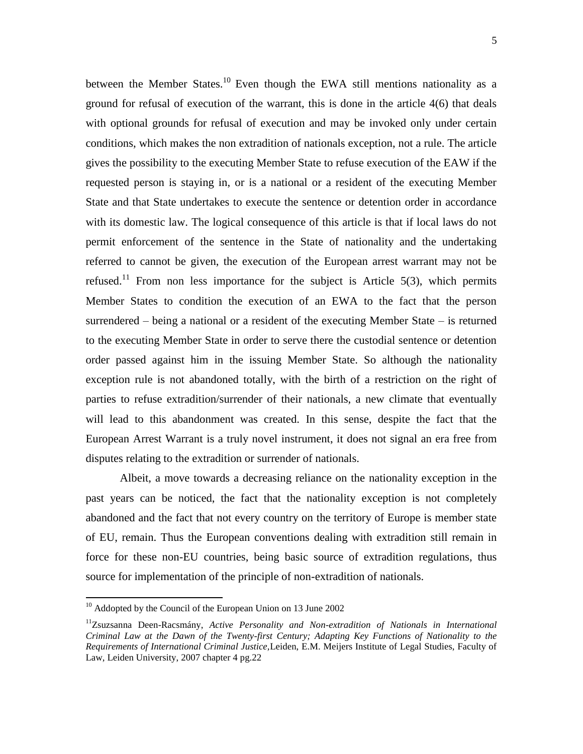between the Member States.[10] Even though the EWA still mentions nationality as a ground for refusal of execution of the warrant, this is done in the article 4(6) that deals with optional grounds for refusal of execution and may be invoked only under certain conditions, which makes the non extradition of nationals exception, not a rule. The article gives the possibility to the executing Member State to refuse execution of the EAW if the requested person is staying in, or is a national or a resident of the executing Member State and that State undertakes to execute the sentence or detention order in accordance with its domestic law. The logical consequence of this article is that if local laws do not permit enforcement of the sentence in the State of nationality and the undertaking referred to cannot be given, the execution of the European arrest warrant may not be refused.[11] From non less importance for the subject is Article 5(3), which permits Member States to condition the execution of an EWA to the fact that the person surrendered – being a national or a resident of the executing Member State – is returned to the executing Member State in order to serve there the custodial sentence or detention order passed against him in the issuing Member State. So although the nationality exception rule is not abandoned totally, with the birth of a restriction on the right of parties to refuse extradition/surrender of their nationals, a new climate that eventually will lead to this abandonment was created. In this sense, despite the fact that the European Arrest Warrant is a truly novel instrument, it does not signal an era free from disputes relating to the extradition or surrender of nationals.

Albeit, a move towards a decreasing reliance on the nationality exception in the past years can be noticed, the fact that the nationality exception is not completely abandoned and the fact that not every country on the territory of Europe is member state of EU, remain. Thus the European conventions dealing with extradition still remain in force for these non-EU countries, being basic source of extradition regulations, thus source for implementation of the principle of non-extradition of nationals.

---

[10] Addopted by the Council of the European Union on 13 June 2002

[11] Zsuzsanna Deen-Racsmány, *Active Personality and Non-extradition of Nationals in International Criminal Law at the Dawn of the Twenty-first Century; Adapting Key Functions of Nationality to the Requirements of International Criminal Justice*,Leiden, E.M. Meijers Institute of Legal Studies, Faculty of Law, Leiden University, 2007 chapter 4 pg.22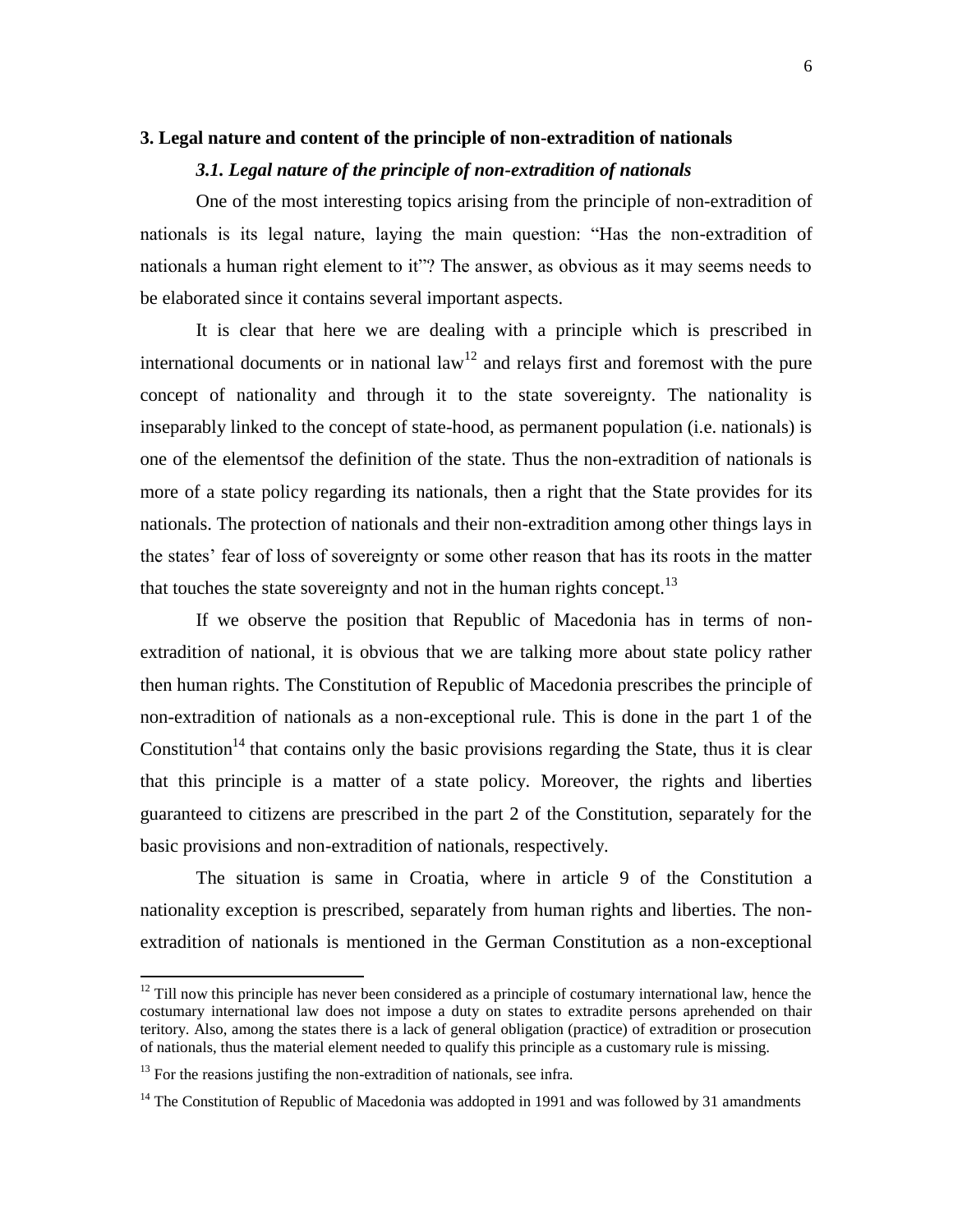## 3. Legal nature and content of the principle of non-extradition of nationals

### *3.1. Legal nature of the principle of non-extradition of nationals*

One of the most interesting topics arising from the principle of non-extradition of nationals is its legal nature, laying the main question: "Has the non-extradition of nationals a human right element to it"? The answer, as obvious as it may seems needs to be elaborated since it contains several important aspects.

It is clear that here we are dealing with a principle which is prescribed in international documents or in national law[12] and relays first and foremost with the pure concept of nationality and through it to the state sovereignty. The nationality is inseparably linked to the concept of state-hood, as permanent population (i.e. nationals) is one of the elementsof the definition of the state. Thus the non-extradition of nationals is more of a state policy regarding its nationals, then a right that the State provides for its nationals. The protection of nationals and their non-extradition among other things lays in the states' fear of loss of sovereignty or some other reason that has its roots in the matter that touches the state sovereignty and not in the human rights concept.[13]

If we observe the position that Republic of Macedonia has in terms of non-extradition of national, it is obvious that we are talking more about state policy rather then human rights. The Constitution of Republic of Macedonia prescribes the principle of non-extradition of nationals as a non-exceptional rule. This is done in the part 1 of the Constitution[14] that contains only the basic provisions regarding the State, thus it is clear that this principle is a matter of a state policy. Moreover, the rights and liberties guaranteed to citizens are prescribed in the part 2 of the Constitution, separately for the basic provisions and non-extradition of nationals, respectively.

The situation is same in Croatia, where in article 9 of the Constitution a nationality exception is prescribed, separately from human rights and liberties. The non-extradition of nationals is mentioned in the German Constitution as a non-exceptional

---

[12] Till now this principle has never been considered as a principle of costumary international law, hence the costumary international law does not impose a duty on states to extradite persons aprehended on thair teritory. Also, among the states there is a lack of general obligation (practice) of extradition or prosecution of nationals, thus the material element needed to qualify this principle as a customary rule is missing.

[13] For the reasions justifing the non-extradition of nationals, see infra.

[14] The Constitution of Republic of Macedonia was addopted in 1991 and was followed by 31 amandments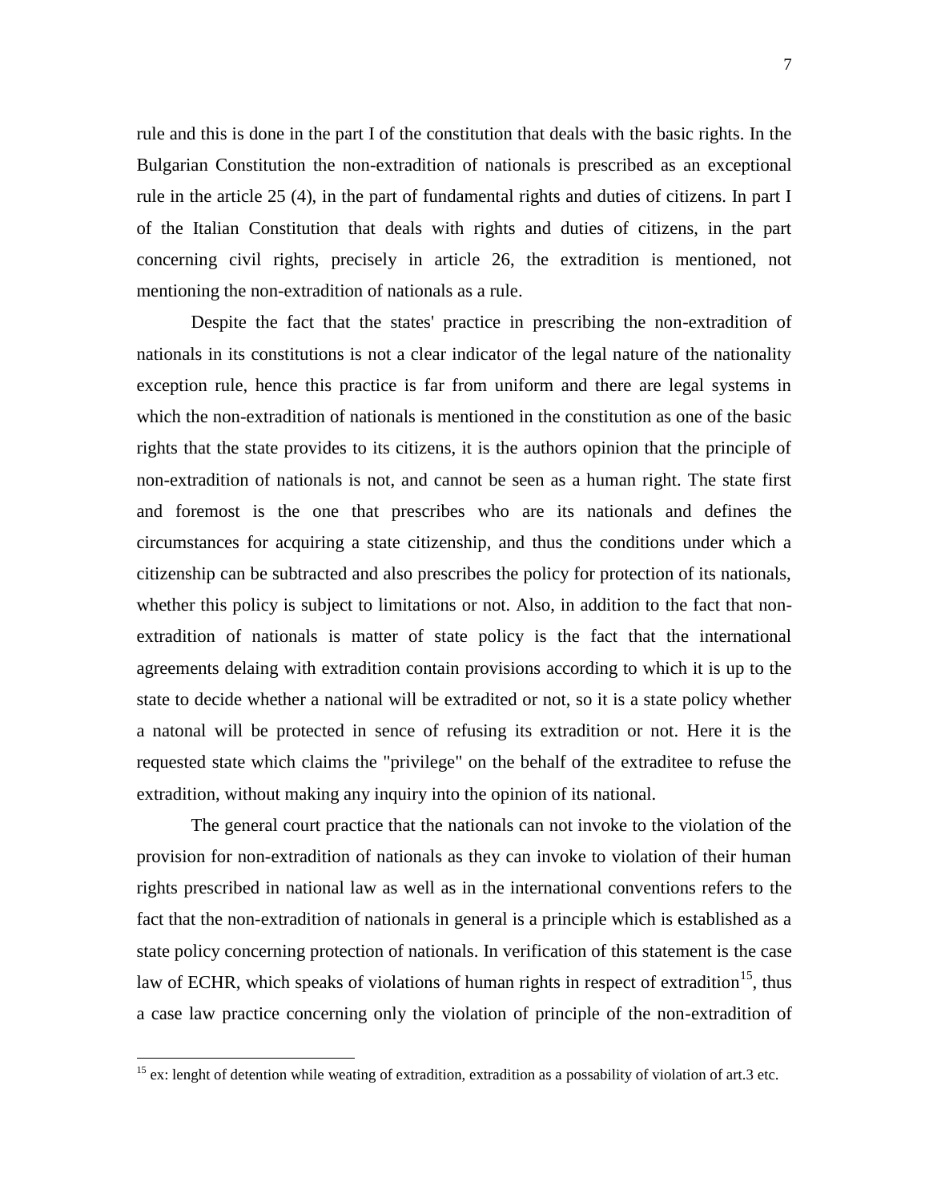rule and this is done in the part I of the constitution that deals with the basic rights. In the Bulgarian Constitution the non-extradition of nationals is prescribed as an exceptional rule in the article 25 (4), in the part of fundamental rights and duties of citizens. In part I of the Italian Constitution that deals with rights and duties of citizens, in the part concerning civil rights, precisely in article 26, the extradition is mentioned, not mentioning the non-extradition of nationals as a rule.

Despite the fact that the states' practice in prescribing the non-extradition of nationals in its constitutions is not a clear indicator of the legal nature of the nationality exception rule, hence this practice is far from uniform and there are legal systems in which the non-extradition of nationals is mentioned in the constitution as one of the basic rights that the state provides to its citizens, it is the authors opinion that the principle of non-extradition of nationals is not, and cannot be seen as a human right. The state first and foremost is the one that prescribes who are its nationals and defines the circumstances for acquiring a state citizenship, and thus the conditions under which a citizenship can be subtracted and also prescribes the policy for protection of its nationals, whether this policy is subject to limitations or not. Also, in addition to the fact that non-extradition of nationals is matter of state policy is the fact that the international agreements delaing with extradition contain provisions according to which it is up to the state to decide whether a national will be extradited or not, so it is a state policy whether a natonal will be protected in sence of refusing its extradition or not. Here it is the requested state which claims the "privilege" on the behalf of the extraditee to refuse the extradition, without making any inquiry into the opinion of its national.

The general court practice that the nationals can not invoke to the violation of the provision for non-extradition of nationals as they can invoke to violation of their human rights prescribed in national law as well as in the international conventions refers to the fact that the non-extradition of nationals in general is a principle which is established as a state policy concerning protection of nationals. In verification of this statement is the case law of ECHR, which speaks of violations of human rights in respect of extradition[15], thus a case law practice concerning only the violation of principle of the non-extradition of

[15] ex: lenght of detention while weating of extradition, extradition as a possability of violation of art.3 etc.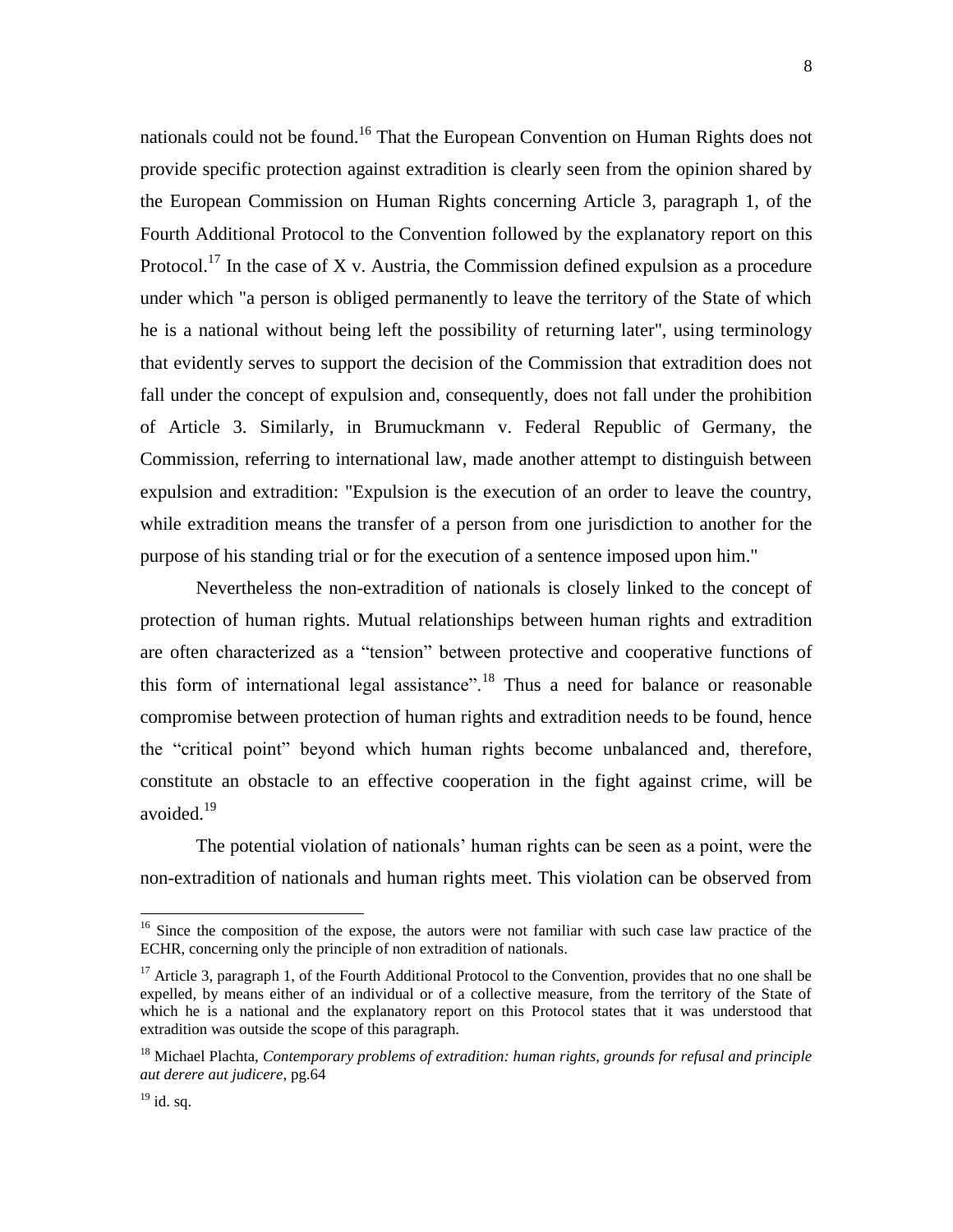nationals could not be found.[16] That the European Convention on Human Rights does not provide specific protection against extradition is clearly seen from the opinion shared by the European Commission on Human Rights concerning Article 3, paragraph 1, of the Fourth Additional Protocol to the Convention followed by the explanatory report on this Protocol.[17] In the case of X v. Austria, the Commission defined expulsion as a procedure under which "a person is obliged permanently to leave the territory of the State of which he is a national without being left the possibility of returning later", using terminology that evidently serves to support the decision of the Commission that extradition does not fall under the concept of expulsion and, consequently, does not fall under the prohibition of Article 3. Similarly, in Brumuckmann v. Federal Republic of Germany, the Commission, referring to international law, made another attempt to distinguish between expulsion and extradition: "Expulsion is the execution of an order to leave the country, while extradition means the transfer of a person from one jurisdiction to another for the purpose of his standing trial or for the execution of a sentence imposed upon him."

Nevertheless the non-extradition of nationals is closely linked to the concept of protection of human rights. Mutual relationships between human rights and extradition are often characterized as a "tension" between protective and cooperative functions of this form of international legal assistance".[18] Thus a need for balance or reasonable compromise between protection of human rights and extradition needs to be found, hence the "critical point" beyond which human rights become unbalanced and, therefore, constitute an obstacle to an effective cooperation in the fight against crime, will be avoided.[19]

The potential violation of nationals' human rights can be seen as a point, were the non-extradition of nationals and human rights meet. This violation can be observed from

---

[16] Since the composition of the expose, the autors were not familiar with such case law practice of the ECHR, concerning only the principle of non extradition of nationals.

[17] Article 3, paragraph 1, of the Fourth Additional Protocol to the Convention, provides that no one shall be expelled, by means either of an individual or of a collective measure, from the territory of the State of which he is a national and the explanatory report on this Protocol states that it was understood that extradition was outside the scope of this paragraph.

[18] Michael Plachta, *Contemporary problems of extradition: human rights, grounds for refusal and principle aut derere aut judicere*, pg.64

[19] id. sq.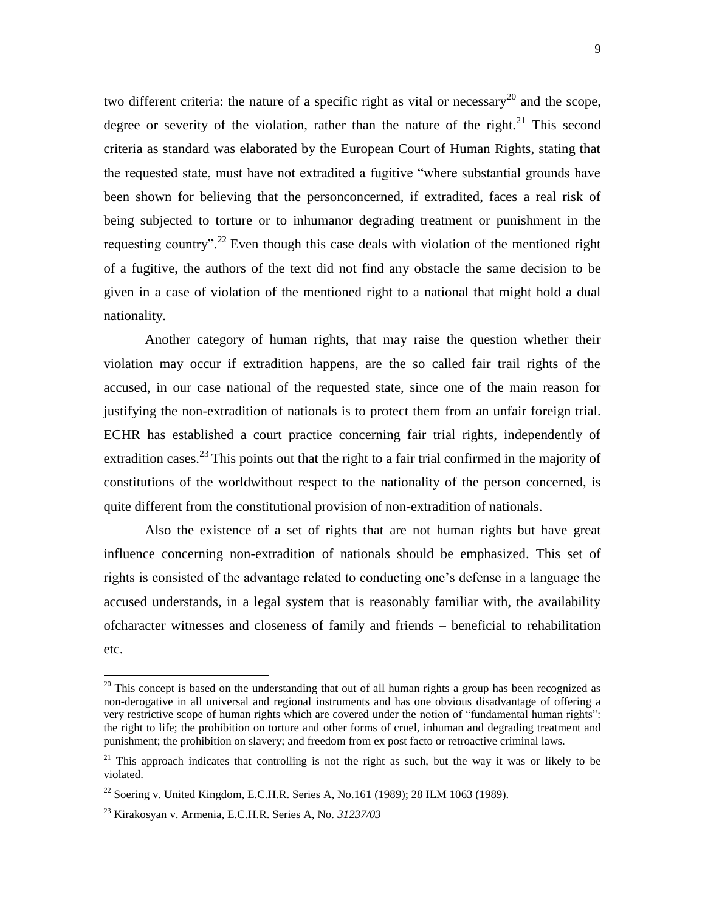two different criteria: the nature of a specific right as vital or necessary[20] and the scope, degree or severity of the violation, rather than the nature of the right.[21] This second criteria as standard was elaborated by the European Court of Human Rights, stating that the requested state, must have not extradited a fugitive "where substantial grounds have been shown for believing that the personconcerned, if extradited, faces a real risk of being subjected to torture or to inhumanor degrading treatment or punishment in the requesting country".[22] Even though this case deals with violation of the mentioned right of a fugitive, the authors of the text did not find any obstacle the same decision to be given in a case of violation of the mentioned right to a national that might hold a dual nationality.

Another category of human rights, that may raise the question whether their violation may occur if extradition happens, are the so called fair trail rights of the accused, in our case national of the requested state, since one of the main reason for justifying the non-extradition of nationals is to protect them from an unfair foreign trial. ECHR has established a court practice concerning fair trial rights, independently of extradition cases.[23] This points out that the right to a fair trial confirmed in the majority of constitutions of the worldwithout respect to the nationality of the person concerned, is quite different from the constitutional provision of non-extradition of nationals.

Also the existence of a set of rights that are not human rights but have great influence concerning non-extradition of nationals should be emphasized. This set of rights is consisted of the advantage related to conducting one's defense in a language the accused understands, in a legal system that is reasonably familiar with, the availability ofcharacter witnesses and closeness of family and friends – beneficial to rehabilitation etc.

---

[20] This concept is based on the understanding that out of all human rights a group has been recognized as non-derogative in all universal and regional instruments and has one obvious disadvantage of offering a very restrictive scope of human rights which are covered under the notion of "fundamental human rights": the right to life; the prohibition on torture and other forms of cruel, inhuman and degrading treatment and punishment; the prohibition on slavery; and freedom from ex post facto or retroactive criminal laws.

[21] This approach indicates that controlling is not the right as such, but the way it was or likely to be violated.

[22] Soering v. United Kingdom, E.C.H.R. Series A, No.161 (1989); 28 ILM 1063 (1989).

[23] Kirakosyan v. Armenia, E.C.H.R. Series A, No. *31237/03*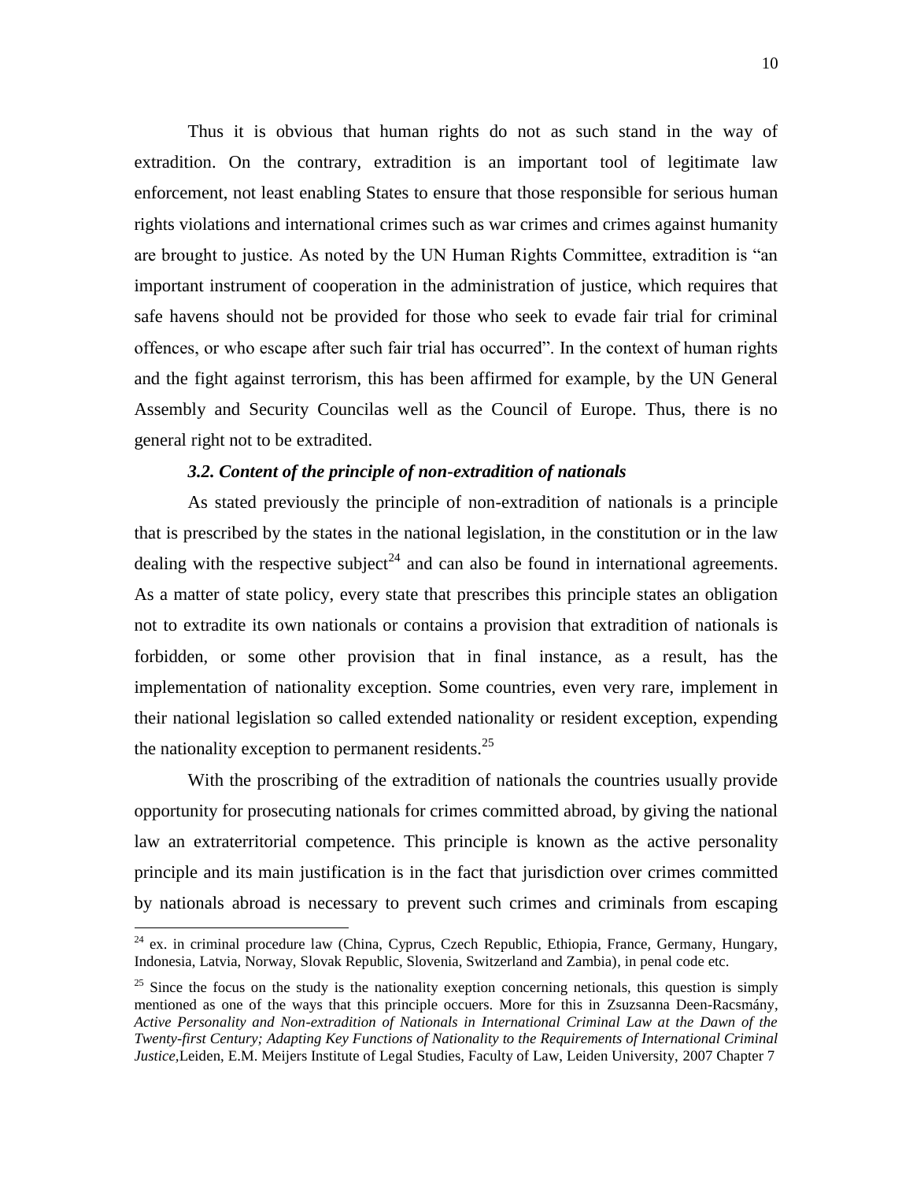Thus it is obvious that human rights do not as such stand in the way of extradition. On the contrary, extradition is an important tool of legitimate law enforcement, not least enabling States to ensure that those responsible for serious human rights violations and international crimes such as war crimes and crimes against humanity are brought to justice. As noted by the UN Human Rights Committee, extradition is "an important instrument of cooperation in the administration of justice, which requires that safe havens should not be provided for those who seek to evade fair trial for criminal offences, or who escape after such fair trial has occurred". In the context of human rights and the fight against terrorism, this has been affirmed for example, by the UN General Assembly and Security Councilas well as the Council of Europe. Thus, there is no general right not to be extradited.

### *3.2. Content of the principle of non-extradition of nationals*

As stated previously the principle of non-extradition of nationals is a principle that is prescribed by the states in the national legislation, in the constitution or in the law dealing with the respective subject[24] and can also be found in international agreements. As a matter of state policy, every state that prescribes this principle states an obligation not to extradite its own nationals or contains a provision that extradition of nationals is forbidden, or some other provision that in final instance, as a result, has the implementation of nationality exception. Some countries, even very rare, implement in their national legislation so called extended nationality or resident exception, expending the nationality exception to permanent residents.[25]

With the proscribing of the extradition of nationals the countries usually provide opportunity for prosecuting nationals for crimes committed abroad, by giving the national law an extraterritorial competence. This principle is known as the active personality principle and its main justification is in the fact that jurisdiction over crimes committed by nationals abroad is necessary to prevent such crimes and criminals from escaping

---

[24] ex. in criminal procedure law (China, Cyprus, Czech Republic, Ethiopia, France, Germany, Hungary, Indonesia, Latvia, Norway, Slovak Republic, Slovenia, Switzerland and Zambia), in penal code etc.

[25] Since the focus on the study is the nationality exeption concerning netionals, this question is simply mentioned as one of the ways that this principle occuers. More for this in Zsuzsanna Deen-Racsmány, *Active Personality and Non-extradition of Nationals in International Criminal Law at the Dawn of the Twenty-first Century; Adapting Key Functions of Nationality to the Requirements of International Criminal Justice*,Leiden, E.M. Meijers Institute of Legal Studies, Faculty of Law, Leiden University, 2007 Chapter 7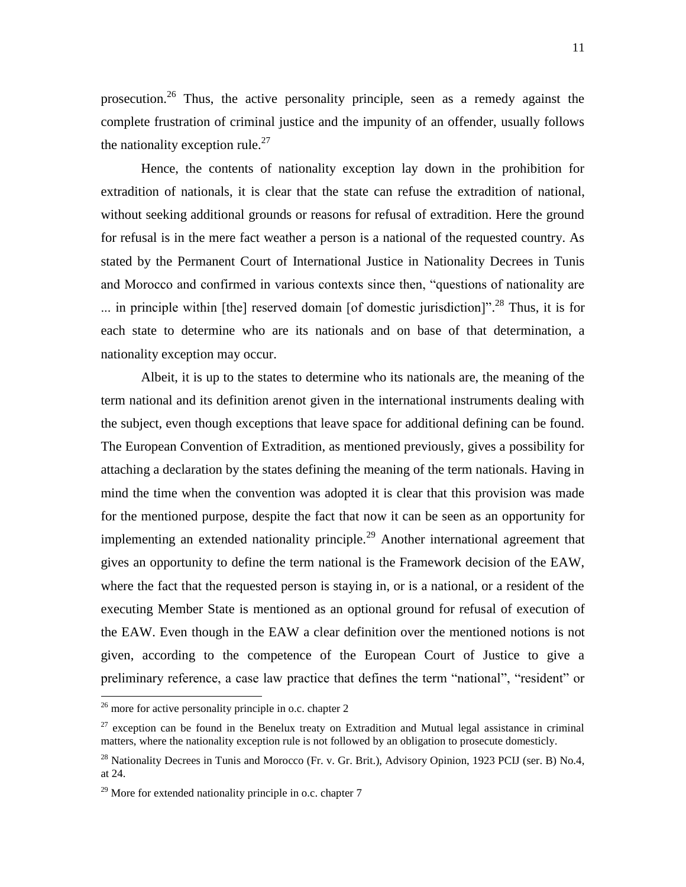prosecution.[26] Thus, the active personality principle, seen as a remedy against the complete frustration of criminal justice and the impunity of an offender, usually follows the nationality exception rule.[27]

Hence, the contents of nationality exception lay down in the prohibition for extradition of nationals, it is clear that the state can refuse the extradition of national, without seeking additional grounds or reasons for refusal of extradition. Here the ground for refusal is in the mere fact weather a person is a national of the requested country. As stated by the Permanent Court of International Justice in Nationality Decrees in Tunis and Morocco and confirmed in various contexts since then, "questions of nationality are ... in principle within [the] reserved domain [of domestic jurisdiction]".[28] Thus, it is for each state to determine who are its nationals and on base of that determination, a nationality exception may occur.

Albeit, it is up to the states to determine who its nationals are, the meaning of the term national and its definition arenot given in the international instruments dealing with the subject, even though exceptions that leave space for additional defining can be found. The European Convention of Extradition, as mentioned previously, gives a possibility for attaching a declaration by the states defining the meaning of the term nationals. Having in mind the time when the convention was adopted it is clear that this provision was made for the mentioned purpose, despite the fact that now it can be seen as an opportunity for implementing an extended nationality principle.[29] Another international agreement that gives an opportunity to define the term national is the Framework decision of the EAW, where the fact that the requested person is staying in, or is a national, or a resident of the executing Member State is mentioned as an optional ground for refusal of execution of the EAW. Even though in the EAW a clear definition over the mentioned notions is not given, according to the competence of the European Court of Justice to give a preliminary reference, a case law practice that defines the term "national", "resident" or

---

[26] more for active personality principle in o.c. chapter 2

[27] exception can be found in the Benelux treaty on Extradition and Mutual legal assistance in criminal matters, where the nationality exception rule is not followed by an obligation to prosecute domesticly.

[28] Nationality Decrees in Tunis and Morocco (Fr. v. Gr. Brit.), Advisory Opinion, 1923 PCIJ (ser. B) No.4, at 24.

[29] More for extended nationality principle in o.c. chapter 7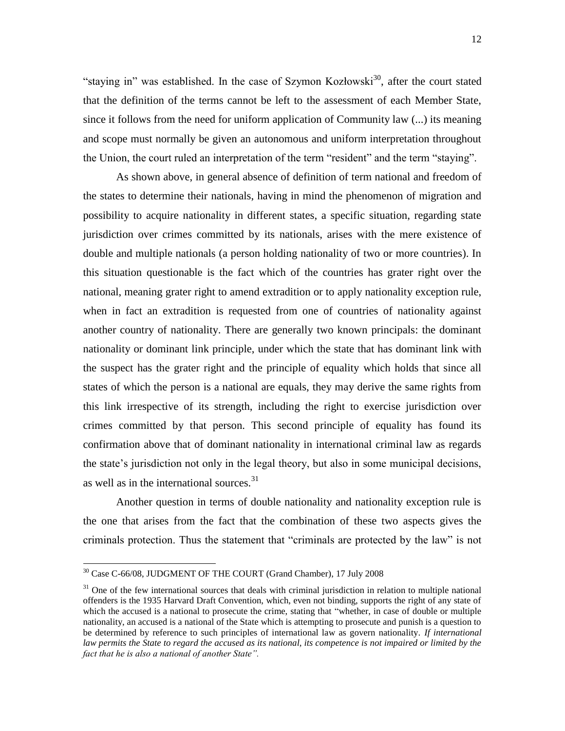"staying in" was established. In the case of Szymon Kozłowski[30], after the court stated that the definition of the terms cannot be left to the assessment of each Member State, since it follows from the need for uniform application of Community law (...) its meaning and scope must normally be given an autonomous and uniform interpretation throughout the Union, the court ruled an interpretation of the term "resident" and the term "staying".

As shown above, in general absence of definition of term national and freedom of the states to determine their nationals, having in mind the phenomenon of migration and possibility to acquire nationality in different states, a specific situation, regarding state jurisdiction over crimes committed by its nationals, arises with the mere existence of double and multiple nationals (a person holding nationality of two or more countries). In this situation questionable is the fact which of the countries has grater right over the national, meaning grater right to amend extradition or to apply nationality exception rule, when in fact an extradition is requested from one of countries of nationality against another country of nationality. There are generally two known principals: the dominant nationality or dominant link principle, under which the state that has dominant link with the suspect has the grater right and the principle of equality which holds that since all states of which the person is a national are equals, they may derive the same rights from this link irrespective of its strength, including the right to exercise jurisdiction over crimes committed by that person. This second principle of equality has found its confirmation above that of dominant nationality in international criminal law as regards the state's jurisdiction not only in the legal theory, but also in some municipal decisions, as well as in the international sources.[31]

Another question in terms of double nationality and nationality exception rule is the one that arises from the fact that the combination of these two aspects gives the criminals protection. Thus the statement that "criminals are protected by the law" is not

---

[30] Case C-66/08, JUDGMENT OF THE COURT (Grand Chamber), 17 July 2008

[31] One of the few international sources that deals with criminal jurisdiction in relation to multiple national offenders is the 1935 Harvard Draft Convention, which, even not binding, supports the right of any state of which the accused is a national to prosecute the crime, stating that "whether, in case of double or multiple nationality, an accused is a national of the State which is attempting to prosecute and punish is a question to be determined by reference to such principles of international law as govern nationality. *If international law permits the State to regard the accused as its national, its competence is not impaired or limited by the fact that he is also a national of another State".*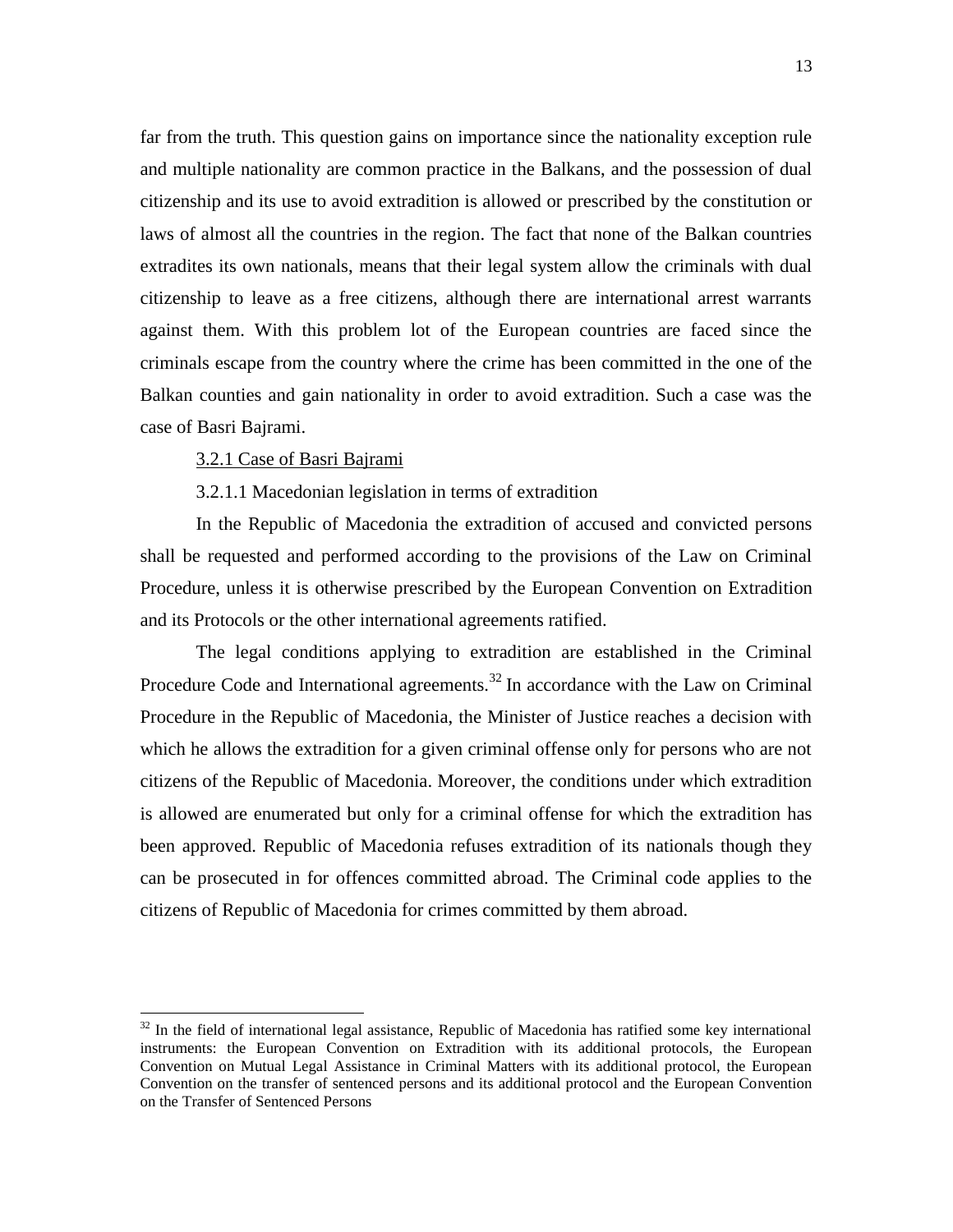far from the truth. This question gains on importance since the nationality exception rule and multiple nationality are common practice in the Balkans, and the possession of dual citizenship and its use to avoid extradition is allowed or prescribed by the constitution or laws of almost all the countries in the region. The fact that none of the Balkan countries extradites its own nationals, means that their legal system allow the criminals with dual citizenship to leave as a free citizens, although there are international arrest warrants against them. With this problem lot of the European countries are faced since the criminals escape from the country where the crime has been committed in the one of the Balkan counties and gain nationality in order to avoid extradition. Such a case was the case of Basri Bajrami.

### 3.2.1 Case of Basri Bajrami

#### 3.2.1.1 Macedonian legislation in terms of extradition

In the Republic of Macedonia the extradition of accused and convicted persons shall be requested and performed according to the provisions of the Law on Criminal Procedure, unless it is otherwise prescribed by the European Convention on Extradition and its Protocols or the other international agreements ratified.

The legal conditions applying to extradition are established in the Criminal Procedure Code and International agreements.[32] In accordance with the Law on Criminal Procedure in the Republic of Macedonia, the Minister of Justice reaches a decision with which he allows the extradition for a given criminal offense only for persons who are not citizens of the Republic of Macedonia. Moreover, the conditions under which extradition is allowed are enumerated but only for a criminal offense for which the extradition has been approved. Republic of Macedonia refuses extradition of its nationals though they can be prosecuted in for offences committed abroad. The Criminal code applies to the citizens of Republic of Macedonia for crimes committed by them abroad.

---

[32] In the field of international legal assistance, Republic of Macedonia has ratified some key international instruments: the European Convention on Extradition with its additional protocols, the European Convention on Mutual Legal Assistance in Criminal Matters with its additional protocol, the European Convention on the transfer of sentenced persons and its additional protocol and the European Convention on the Transfer of Sentenced Persons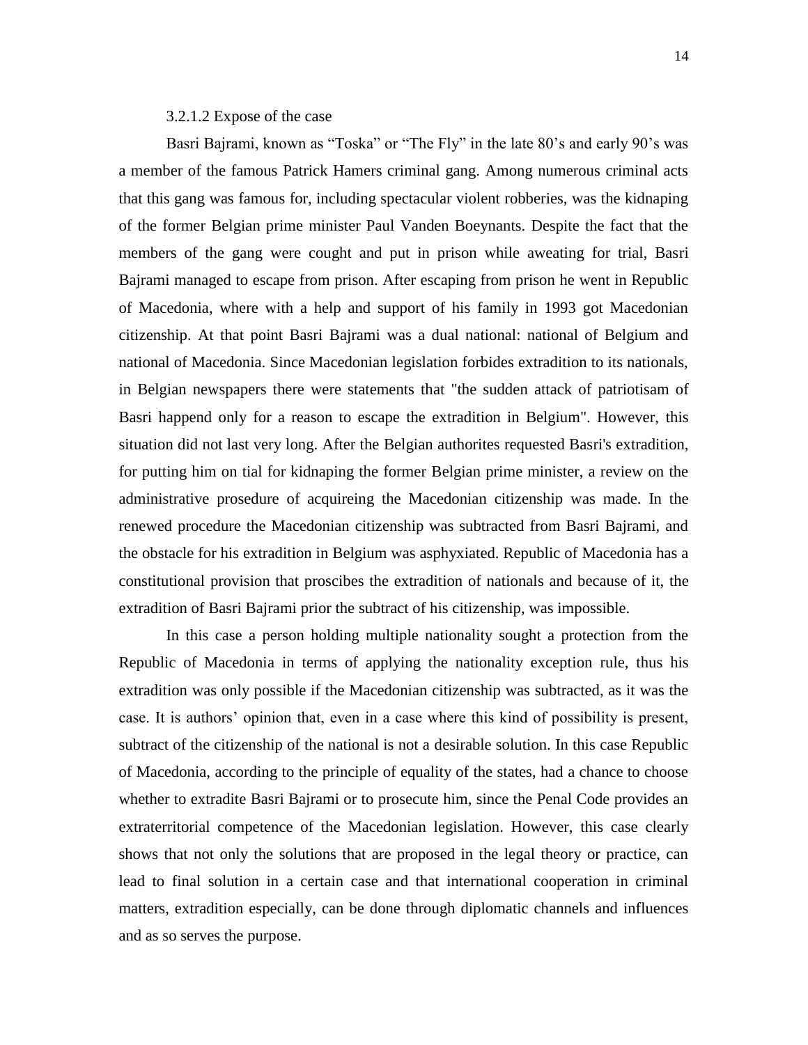#### 3.2.1.2 Expose of the case

Basri Bajrami, known as "Toska" or "The Fly" in the late 80's and early 90's was a member of the famous Patrick Hamers criminal gang. Among numerous criminal acts that this gang was famous for, including spectacular violent robberies, was the kidnaping of the former Belgian prime minister Paul Vanden Boeynants. Despite the fact that the members of the gang were cought and put in prison while aweating for trial, Basri Bajrami managed to escape from prison. After escaping from prison he went in Republic of Macedonia, where with a help and support of his family in 1993 got Macedonian citizenship. At that point Basri Bajrami was a dual national: national of Belgium and national of Macedonia. Since Macedonian legislation forbides extradition to its nationals, in Belgian newspapers there were statements that "the sudden attack of patriotisam of Basri happend only for a reason to escape the extradition in Belgium". However, this situation did not last very long. After the Belgian authorites requested Basri's extradition, for putting him on tial for kidnaping the former Belgian prime minister, a review on the administrative prosedure of acquireing the Macedonian citizenship was made. In the renewed procedure the Macedonian citizenship was subtracted from Basri Bajrami, and the obstacle for his extradition in Belgium was asphyxiated. Republic of Macedonia has a constitutional provision that proscibes the extradition of nationals and because of it, the extradition of Basri Bajrami prior the subtract of his citizenship, was impossible.

In this case a person holding multiple nationality sought a protection from the Republic of Macedonia in terms of applying the nationality exception rule, thus his extradition was only possible if the Macedonian citizenship was subtracted, as it was the case. It is authors' opinion that, even in a case where this kind of possibility is present, subtract of the citizenship of the national is not a desirable solution. In this case Republic of Macedonia, according to the principle of equality of the states, had a chance to choose whether to extradite Basri Bajrami or to prosecute him, since the Penal Code provides an extraterritorial competence of the Macedonian legislation. However, this case clearly shows that not only the solutions that are proposed in the legal theory or practice, can lead to final solution in a certain case and that international cooperation in criminal matters, extradition especially, can be done through diplomatic channels and influences and as so serves the purpose.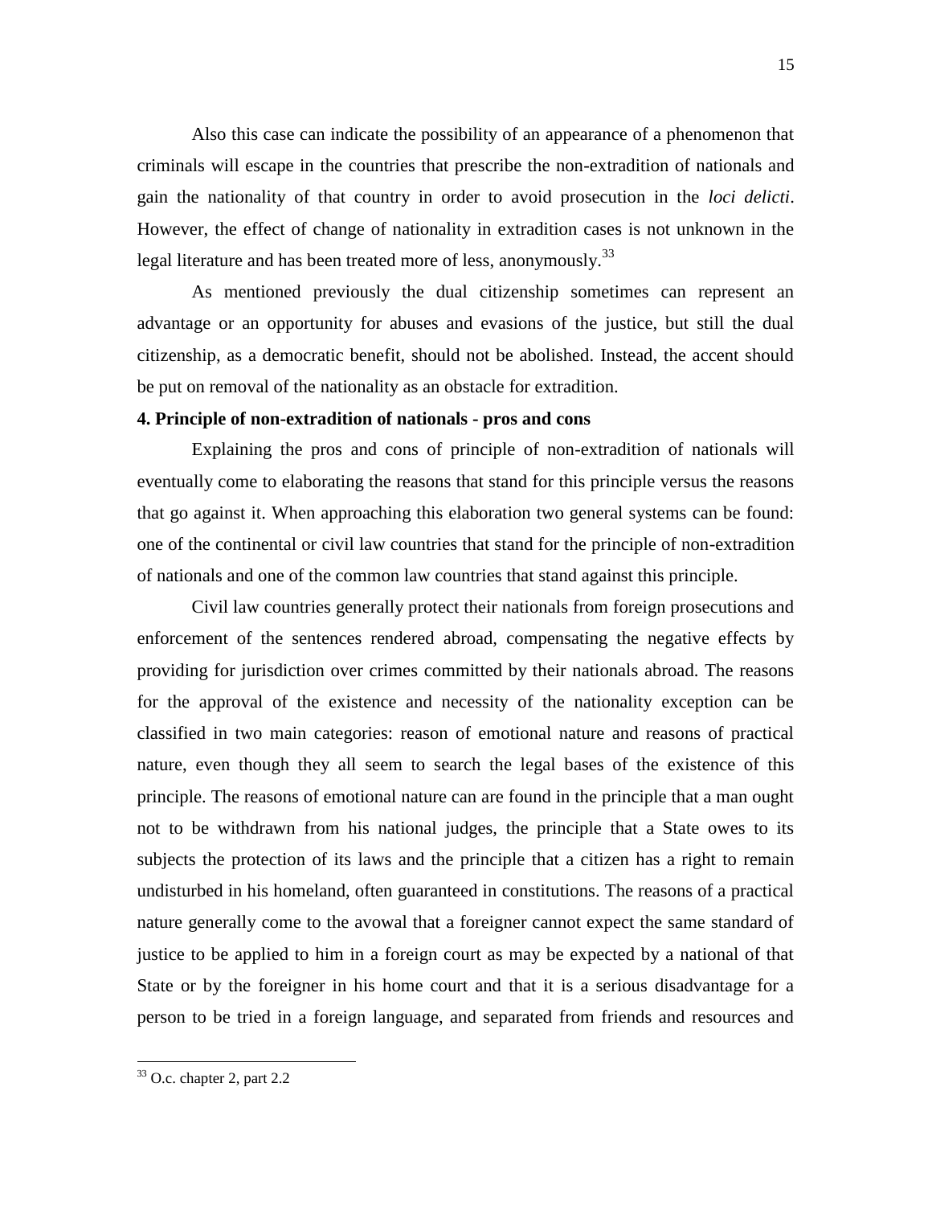Also this case can indicate the possibility of an appearance of a phenomenon that criminals will escape in the countries that prescribe the non-extradition of nationals and gain the nationality of that country in order to avoid prosecution in the *loci delicti*. However, the effect of change of nationality in extradition cases is not unknown in the legal literature and has been treated more of less, anonymously.[33]

As mentioned previously the dual citizenship sometimes can represent an advantage or an opportunity for abuses and evasions of the justice, but still the dual citizenship, as a democratic benefit, should not be abolished. Instead, the accent should be put on removal of the nationality as an obstacle for extradition.

**4. Principle of non-extradition of nationals - pros and cons**

Explaining the pros and cons of principle of non-extradition of nationals will eventually come to elaborating the reasons that stand for this principle versus the reasons that go against it. When approaching this elaboration two general systems can be found: one of the continental or civil law countries that stand for the principle of non-extradition of nationals and one of the common law countries that stand against this principle.

Civil law countries generally protect their nationals from foreign prosecutions and enforcement of the sentences rendered abroad, compensating the negative effects by providing for jurisdiction over crimes committed by their nationals abroad. The reasons for the approval of the existence and necessity of the nationality exception can be classified in two main categories: reason of emotional nature and reasons of practical nature, even though they all seem to search the legal bases of the existence of this principle. The reasons of emotional nature can are found in the principle that a man ought not to be withdrawn from his national judges, the principle that a State owes to its subjects the protection of its laws and the principle that a citizen has a right to remain undisturbed in his homeland, often guaranteed in constitutions. The reasons of a practical nature generally come to the avowal that a foreigner cannot expect the same standard of justice to be applied to him in a foreign court as may be expected by a national of that State or by the foreigner in his home court and that it is a serious disadvantage for a person to be tried in a foreign language, and separated from friends and resources and

---

[33] O.c. chapter 2, part 2.2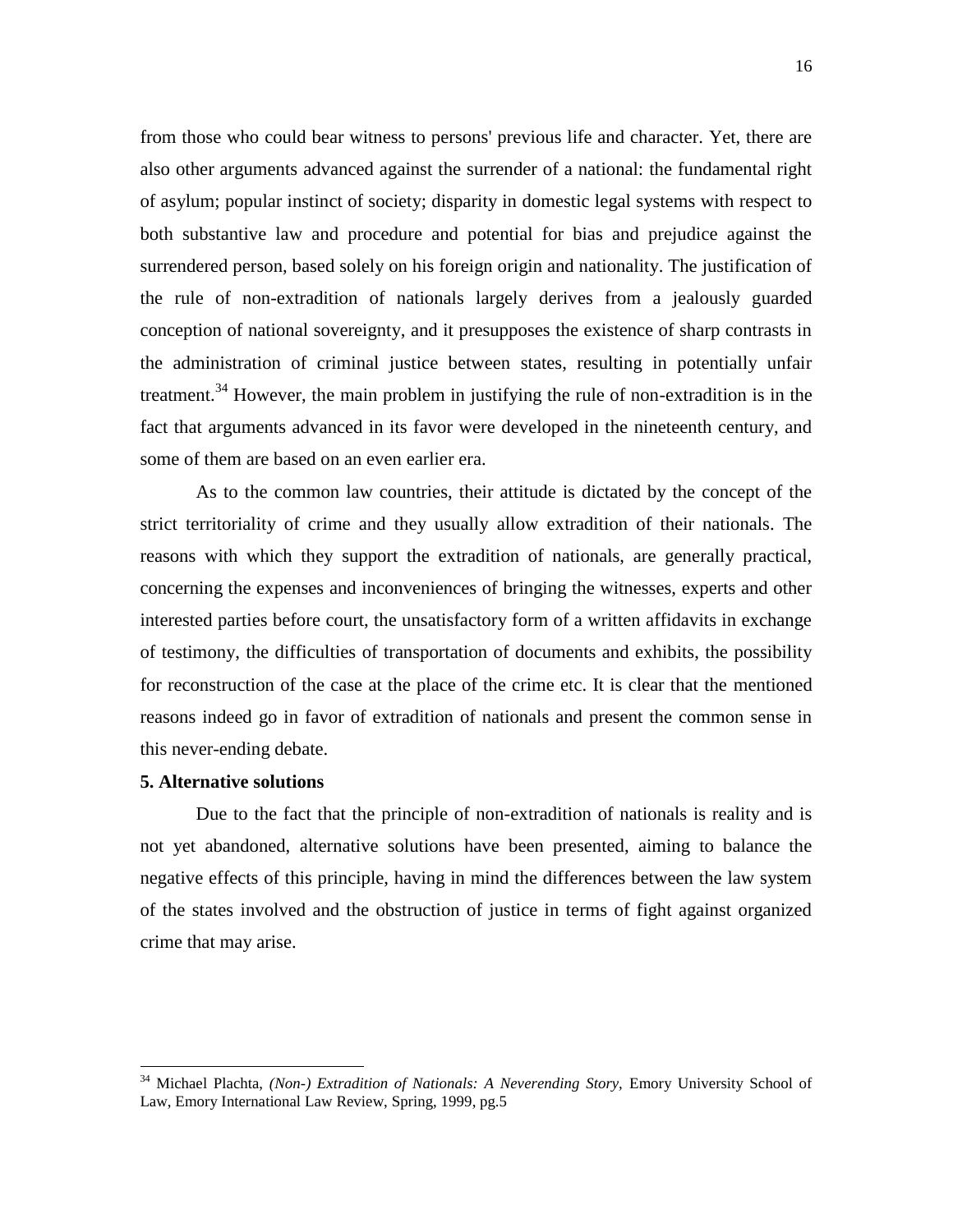from those who could bear witness to persons' previous life and character. Yet, there are also other arguments advanced against the surrender of a national: the fundamental right of asylum; popular instinct of society; disparity in domestic legal systems with respect to both substantive law and procedure and potential for bias and prejudice against the surrendered person, based solely on his foreign origin and nationality. The justification of the rule of non-extradition of nationals largely derives from a jealously guarded conception of national sovereignty, and it presupposes the existence of sharp contrasts in the administration of criminal justice between states, resulting in potentially unfair treatment.[34] However, the main problem in justifying the rule of non-extradition is in the fact that arguments advanced in its favor were developed in the nineteenth century, and some of them are based on an even earlier era.

As to the common law countries, their attitude is dictated by the concept of the strict territoriality of crime and they usually allow extradition of their nationals. The reasons with which they support the extradition of nationals, are generally practical, concerning the expenses and inconveniences of bringing the witnesses, experts and other interested parties before court, the unsatisfactory form of a written affidavits in exchange of testimony, the difficulties of transportation of documents and exhibits, the possibility for reconstruction of the case at the place of the crime etc. It is clear that the mentioned reasons indeed go in favor of extradition of nationals and present the common sense in this never-ending debate.

**5. Alternative solutions**

Due to the fact that the principle of non-extradition of nationals is reality and is not yet abandoned, alternative solutions have been presented, aiming to balance the negative effects of this principle, having in mind the differences between the law system of the states involved and the obstruction of justice in terms of fight against organized crime that may arise.

---

[34] Michael Plachta, *(Non-) Extradition of Nationals: A Neverending Story,* Emory University School of Law, Emory International Law Review, Spring, 1999, pg.5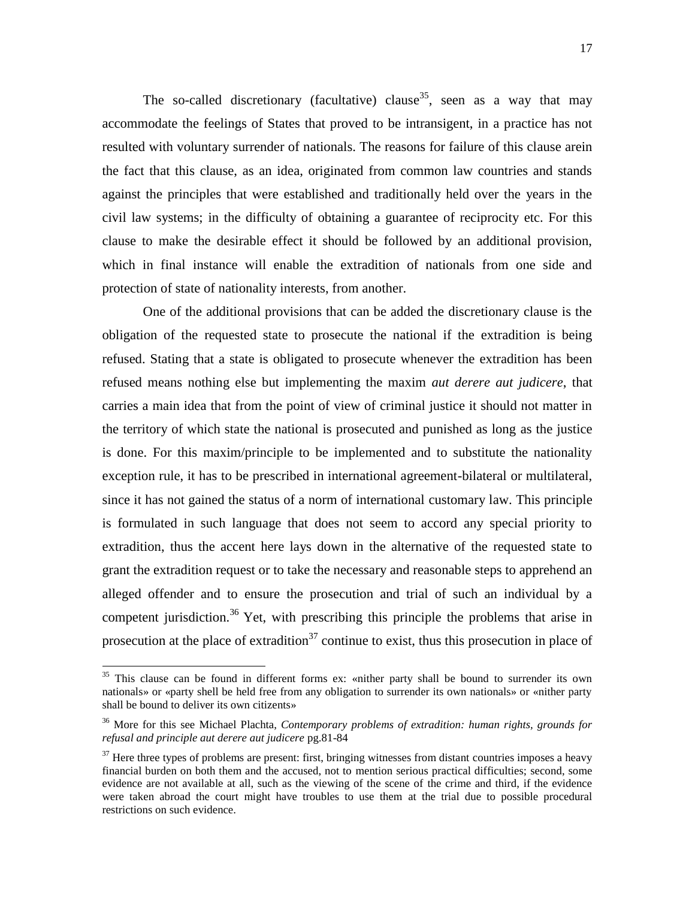The so-called discretionary (facultative) clause[35], seen as a way that may accommodate the feelings of States that proved to be intransigent, in a practice has not resulted with voluntary surrender of nationals. The reasons for failure of this clause arein the fact that this clause, as an idea, originated from common law countries and stands against the principles that were established and traditionally held over the years in the civil law systems; in the difficulty of obtaining a guarantee of reciprocity etc. For this clause to make the desirable effect it should be followed by an additional provision, which in final instance will enable the extradition of nationals from one side and protection of state of nationality interests, from another.

One of the additional provisions that can be added the discretionary clause is the obligation of the requested state to prosecute the national if the extradition is being refused. Stating that a state is obligated to prosecute whenever the extradition has been refused means nothing else but implementing the maxim *aut derere aut judicere*, that carries a main idea that from the point of view of criminal justice it should not matter in the territory of which state the national is prosecuted and punished as long as the justice is done. For this maxim/principle to be implemented and to substitute the nationality exception rule, it has to be prescribed in international agreement-bilateral or multilateral, since it has not gained the status of a norm of international customary law. This principle is formulated in such language that does not seem to accord any special priority to extradition, thus the accent here lays down in the alternative of the requested state to grant the extradition request or to take the necessary and reasonable steps to apprehend an alleged offender and to ensure the prosecution and trial of such an individual by a competent jurisdiction.[36] Yet, with prescribing this principle the problems that arise in prosecution at the place of extradition[37] continue to exist, thus this prosecution in place of

---

[35] This clause can be found in different forms ex: «nither party shall be bound to surrender its own nationals» or «party shell be held free from any obligation to surrender its own nationals» or «nither party shall be bound to deliver its own citizents»

[36] More for this see Michael Plachta, *Contemporary problems of extradition: human rights, grounds for refusal and principle aut derere aut judicere* pg.81-84

[37] Here three types of problems are present: first, bringing witnesses from distant countries imposes a heavy financial burden on both them and the accused, not to mention serious practical difficulties; second, some evidence are not available at all, such as the viewing of the scene of the crime and third, if the evidence were taken abroad the court might have troubles to use them at the trial due to possible procedural restrictions on such evidence.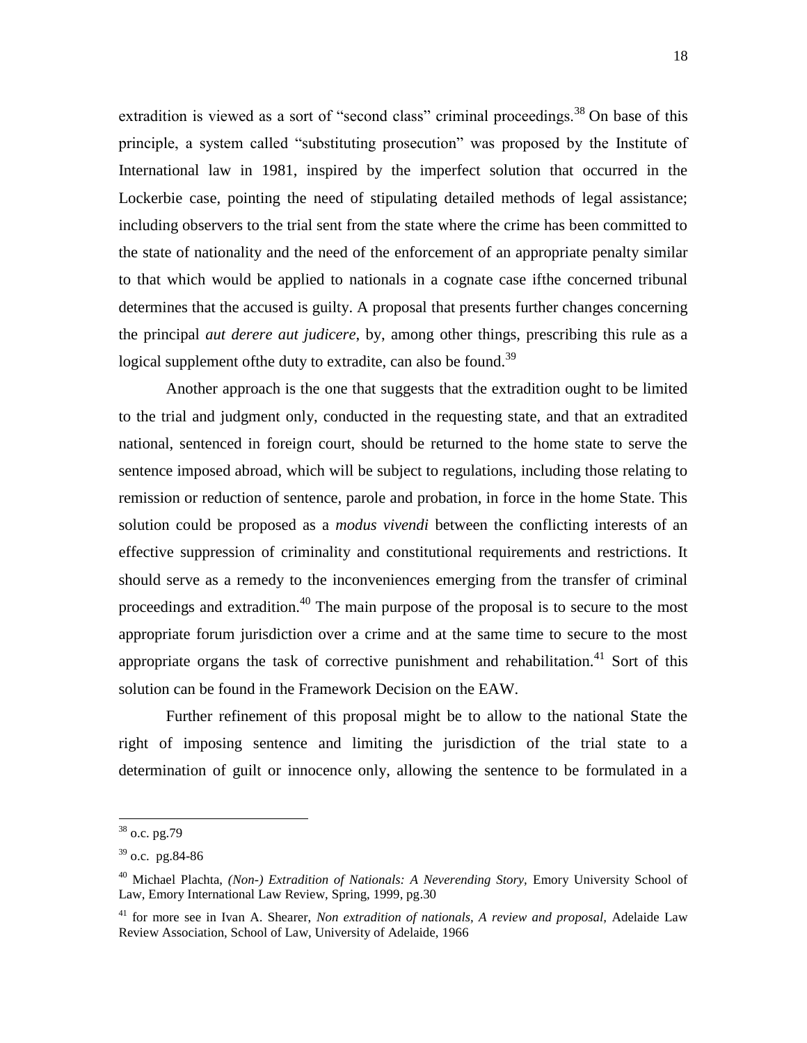extradition is viewed as a sort of "second class" criminal proceedings.[38] On base of this principle, a system called "substituting prosecution" was proposed by the Institute of International law in 1981, inspired by the imperfect solution that occurred in the Lockerbie case, pointing the need of stipulating detailed methods of legal assistance; including observers to the trial sent from the state where the crime has been committed to the state of nationality and the need of the enforcement of an appropriate penalty similar to that which would be applied to nationals in a cognate case ifthe concerned tribunal determines that the accused is guilty. A proposal that presents further changes concerning the principal *aut derere aut judicere*, by, among other things, prescribing this rule as a logical supplement ofthe duty to extradite, can also be found.[39]

Another approach is the one that suggests that the extradition ought to be limited to the trial and judgment only, conducted in the requesting state, and that an extradited national, sentenced in foreign court, should be returned to the home state to serve the sentence imposed abroad, which will be subject to regulations, including those relating to remission or reduction of sentence, parole and probation, in force in the home State. This solution could be proposed as a *modus vivendi* between the conflicting interests of an effective suppression of criminality and constitutional requirements and restrictions. It should serve as a remedy to the inconveniences emerging from the transfer of criminal proceedings and extradition.[40] The main purpose of the proposal is to secure to the most appropriate forum jurisdiction over a crime and at the same time to secure to the most appropriate organs the task of corrective punishment and rehabilitation.[41] Sort of this solution can be found in the Framework Decision on the EAW.

Further refinement of this proposal might be to allow to the national State the right of imposing sentence and limiting the jurisdiction of the trial state to a determination of guilt or innocence only, allowing the sentence to be formulated in a

---

[38] o.c. pg.79

[39] o.c. pg.84-86

[40] Michael Plachta, *(Non-) Extradition of Nationals: A Neverending Story,* Emory University School of Law, Emory International Law Review, Spring, 1999, pg.30

[41] for more see in Ivan A. Shearer, *Non extradition of nationals, A review and proposal,* Adelaide Law Review Association, School of Law, University of Adelaide, 1966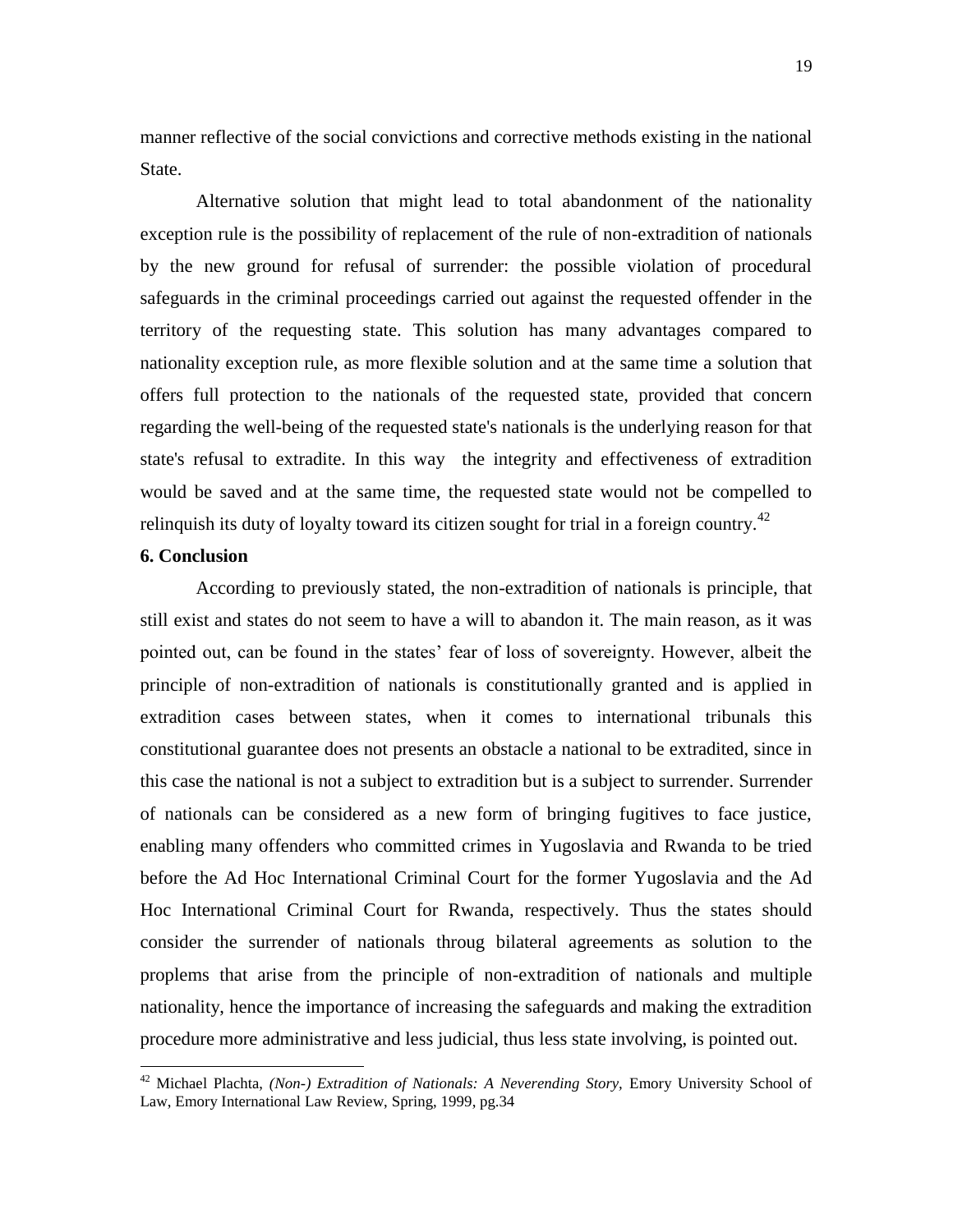manner reflective of the social convictions and corrective methods existing in the national State.

Alternative solution that might lead to total abandonment of the nationality exception rule is the possibility of replacement of the rule of non-extradition of nationals by the new ground for refusal of surrender: the possible violation of procedural safeguards in the criminal proceedings carried out against the requested offender in the territory of the requesting state. This solution has many advantages compared to nationality exception rule, as more flexible solution and at the same time a solution that offers full protection to the nationals of the requested state, provided that concern regarding the well-being of the requested state's nationals is the underlying reason for that state's refusal to extradite. In this way the integrity and effectiveness of extradition would be saved and at the same time, the requested state would not be compelled to relinquish its duty of loyalty toward its citizen sought for trial in a foreign country.[42]

**6. Conclusion**

According to previously stated, the non-extradition of nationals is principle, that still exist and states do not seem to have a will to abandon it. The main reason, as it was pointed out, can be found in the states' fear of loss of sovereignty. However, albeit the principle of non-extradition of nationals is constitutionally granted and is applied in extradition cases between states, when it comes to international tribunals this constitutional guarantee does not presents an obstacle a national to be extradited, since in this case the national is not a subject to extradition but is a subject to surrender. Surrender of nationals can be considered as a new form of bringing fugitives to face justice, enabling many offenders who committed crimes in Yugoslavia and Rwanda to be tried before the Ad Hoc International Criminal Court for the former Yugoslavia and the Ad Hoc International Criminal Court for Rwanda, respectively. Thus the states should consider the surrender of nationals throug bilateral agreements as solution to the proplems that arise from the principle of non-extradition of nationals and multiple nationality, hence the importance of increasing the safeguards and making the extradition procedure more administrative and less judicial, thus less state involving, is pointed out.

---

[42] Michael Plachta, *(Non-) Extradition of Nationals: A Neverending Story,* Emory University School of Law, Emory International Law Review, Spring, 1999, pg.34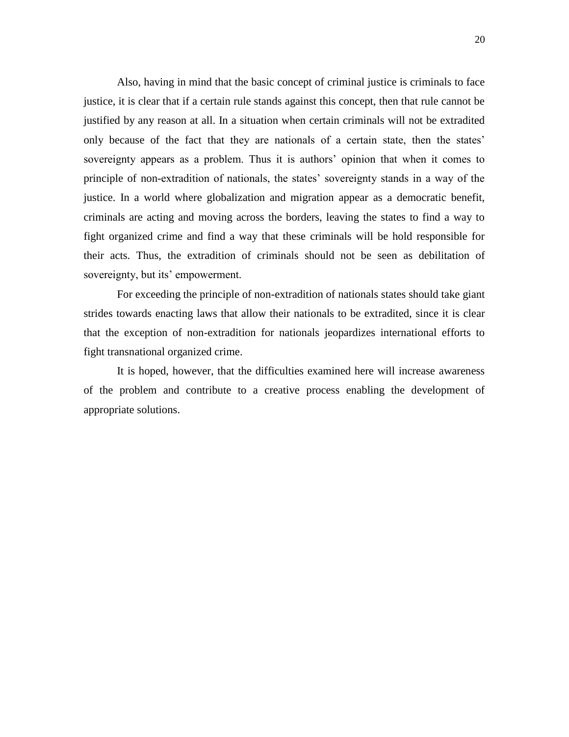Also, having in mind that the basic concept of criminal justice is criminals to face justice, it is clear that if a certain rule stands against this concept, then that rule cannot be justified by any reason at all. In a situation when certain criminals will not be extradited only because of the fact that they are nationals of a certain state, then the states' sovereignty appears as a problem. Thus it is authors' opinion that when it comes to principle of non-extradition of nationals, the states' sovereignty stands in a way of the justice. In a world where globalization and migration appear as a democratic benefit, criminals are acting and moving across the borders, leaving the states to find a way to fight organized crime and find a way that these criminals will be hold responsible for their acts. Thus, the extradition of criminals should not be seen as debilitation of sovereignty, but its' empowerment.

For exceeding the principle of non-extradition of nationals states should take giant strides towards enacting laws that allow their nationals to be extradited, since it is clear that the exception of non-extradition for nationals jeopardizes international efforts to fight transnational organized crime.

It is hoped, however, that the difficulties examined here will increase awareness of the problem and contribute to a creative process enabling the development of appropriate solutions.